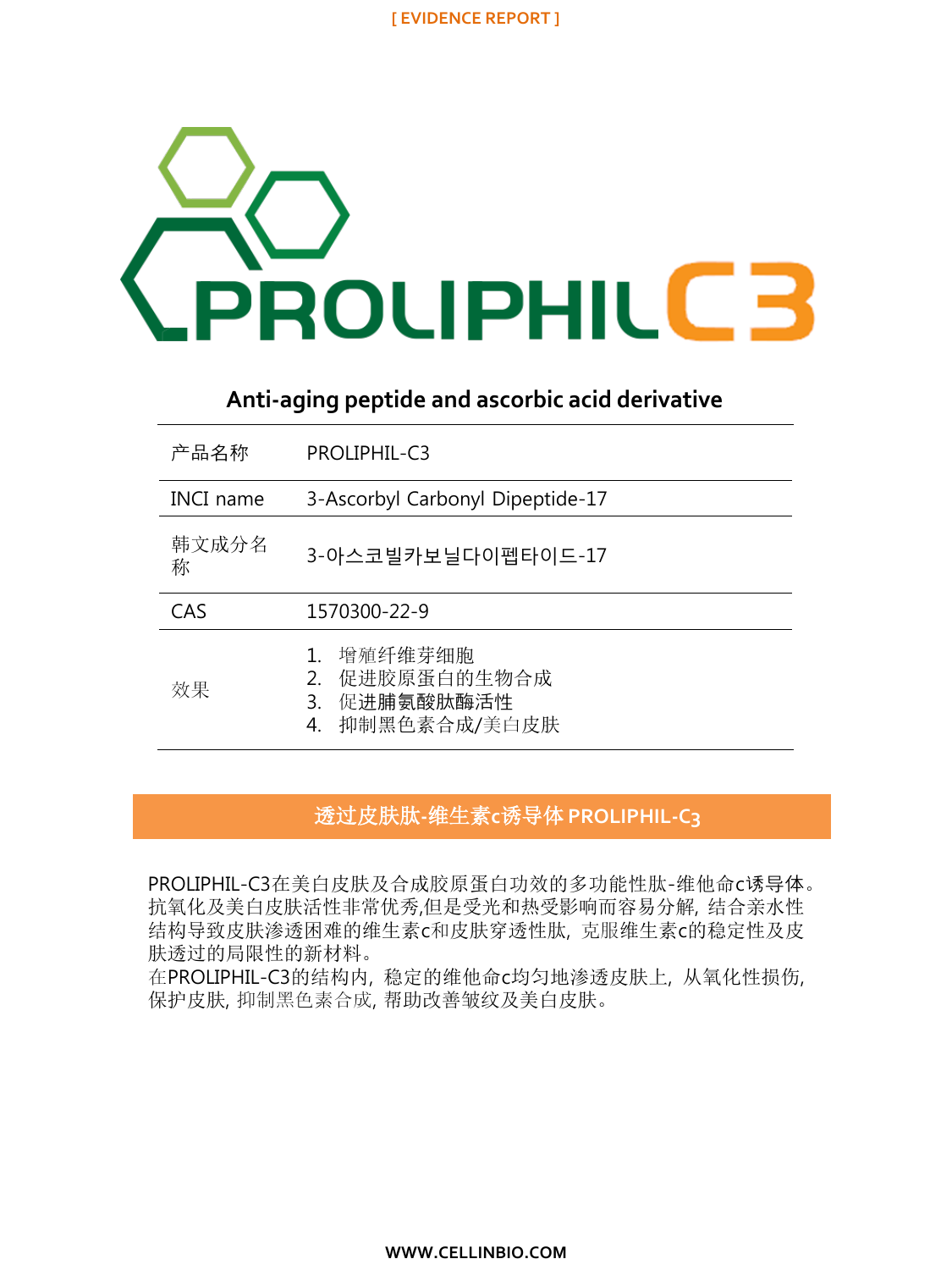[ EVIDENCE REPORT ]

# PROLIPHIL C3

## Anti-aging peptide and ascorbic acid derivative

| 产品名称 | PROLIPHIL-C3 |
|---|---|
| INCI name | 3-Ascorbyl Carbonyl Dipeptide-17 |
| 韩文成分名称 | 3-아스코빌카보닐다이펩타이드-17 |
| CAS | 1570300-22-9 |
| 效果 | 1. 增殖纤维芽细胞<br>2. 促进胶原蛋白的生物合成<br>3. 促进脯氨酸肽酶活性<br>4. 抑制黑色素合成/美白皮肤 |

## 透过皮肤肽-维生素c诱导体 PROLIPHIL-C3

PROLIPHIL-C3在美白皮肤及合成胶原蛋白功效的多功能性肽-维他命c诱导体。抗氧化及美白皮肤活性非常优秀,但是受光和热受影响而容易分解, 结合亲水性结构导致皮肤渗透困难的维生素c和皮肤穿透性肽, 克服维生素c的稳定性及皮肤透过的局限性的新材料。
在PROLIPHIL-C3的结构内, 稳定的维他命c均匀地渗透皮肤上, 从氧化性损伤, 保护皮肤, 抑制黑色素合成, 帮助改善皱纹及美白皮肤。

WWW.CELLINBIO.COM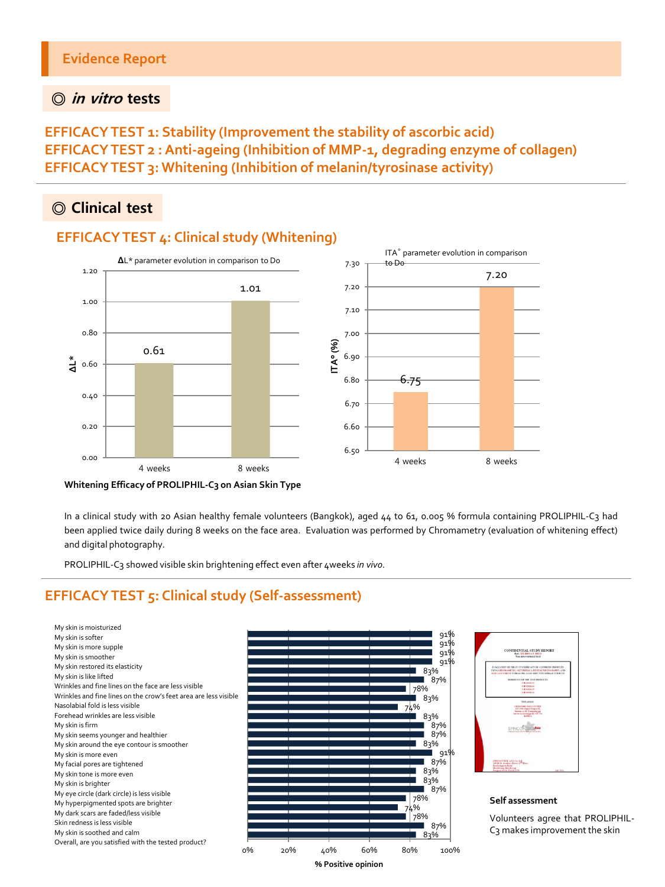## Evidence Report

### ◎ *in vitro* tests

**EFFICACY TEST 1: Stability (Improvement the stability of ascorbic acid)**
**EFFICACY TEST 2 : Anti-ageing (Inhibition of MMP-1, degrading enzyme of collagen)**
**EFFICACY TEST 3: Whitening (Inhibition of melanin/tyrosinase activity)**

### ◎ Clinical test

**EFFICACY TEST 4: Clinical study (Whitening)**

ΔL* parameter evolution in comparison to Do

ΔL*

1.20
1.00
0.80
0.60
0.40
0.20
0.00

0.61
1.01

4 weeks
8 weeks

ITA° parameter evolution in comparison to Do

ITA° (%)

7.30
7.20
7.10
7.00
6.90
6.80
6.70
6.60
6.50

6.75
7.20

4 weeks
8 weeks

**Whitening Efficacy of PROLIPHIL-C3 on Asian Skin Type**

In a clinical study with 20 Asian healthy female volunteers (Bangkok), aged 44 to 61, 0.005 % formula containing PROLIPHIL-C3 had been applied twice daily during 8 weeks on the face area. Evaluation was performed by Chromametry (evaluation of whitening effect) and digital photography.

PROLIPHIL-C3 showed visible skin brightening effect even after 4weeks *in vivo*.

**EFFICACY TEST 5: Clinical study (Self-assessment)**

My skin is moisturized
My skin is softer
My skin is more supple
My skin is smoother
My skin restored its elasticity
My skin is like lifted
Wrinkles and fine lines on the face are less visible
Wrinkles and fine lines on the crow's feet area are less visible
Nasolabial fold is less visible
Forehead wrinkles are less visible
My skin is firm
My skin seems younger and healthier
My skin around the eye contour is smoother
My skin is more even
My facial pores are tightened
My skin tone is more even
My skin is brighter
My eye circle (dark circle) is less visible
My hyperpigmented spots are brighter
My dark scars are faded/less visible
Skin redness is less visible
My skin is soothed and calm
Overall, are you satisfied with the tested product?

91%
91%
91%
91%
83%
87%
78%
83%
74%
83%
87%
87%
83%
91%
87%
83%
83%
87%
78%
74%
78%
87%
83%

0%
20%
40%
60%
80%
100%

% Positive opinion

CONFIDENTIAL STUDY REPORT

**Self assessment**

Volunteers agree that PROLIPHIL-C3 makes improvement the skin